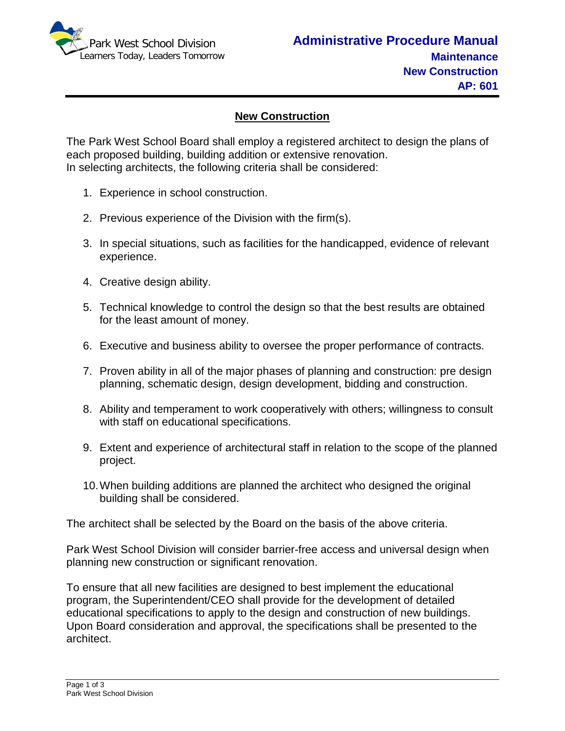Park West School Division
Learners Today, Leaders Tomorrow

**Administrative Procedure Manual**
**Maintenance**
**New Construction**
**AP: 601**

# New Construction

The Park West School Board shall employ a registered architect to design the plans of each proposed building, building addition or extensive renovation.
In selecting architects, the following criteria shall be considered:

1. Experience in school construction.
2. Previous experience of the Division with the firm(s).
3. In special situations, such as facilities for the handicapped, evidence of relevant experience.
4. Creative design ability.
5. Technical knowledge to control the design so that the best results are obtained for the least amount of money.
6. Executive and business ability to oversee the proper performance of contracts.
7. Proven ability in all of the major phases of planning and construction: pre design planning, schematic design, design development, bidding and construction.
8. Ability and temperament to work cooperatively with others; willingness to consult with staff on educational specifications.
9. Extent and experience of architectural staff in relation to the scope of the planned project.
10. When building additions are planned the architect who designed the original building shall be considered.

The architect shall be selected by the Board on the basis of the above criteria.

Park West School Division will consider barrier-free access and universal design when planning new construction or significant renovation.

To ensure that all new facilities are designed to best implement the educational program, the Superintendent/CEO shall provide for the development of detailed educational specifications to apply to the design and construction of new buildings. Upon Board consideration and approval, the specifications shall be presented to the architect.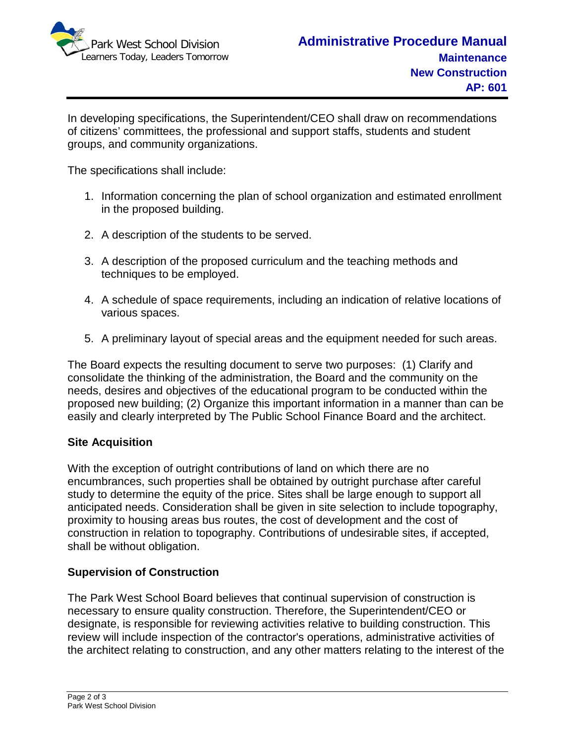In developing specifications, the Superintendent/CEO shall draw on recommendations of citizens' committees, the professional and support staffs, students and student groups, and community organizations.

The specifications shall include:

1. Information concerning the plan of school organization and estimated enrollment in the proposed building.
2. A description of the students to be served.
3. A description of the proposed curriculum and the teaching methods and techniques to be employed.
4. A schedule of space requirements, including an indication of relative locations of various spaces.
5. A preliminary layout of special areas and the equipment needed for such areas.

The Board expects the resulting document to serve two purposes: (1) Clarify and consolidate the thinking of the administration, the Board and the community on the needs, desires and objectives of the educational program to be conducted within the proposed new building; (2) Organize this important information in a manner than can be easily and clearly interpreted by The Public School Finance Board and the architect.

**Site Acquisition**

With the exception of outright contributions of land on which there are no encumbrances, such properties shall be obtained by outright purchase after careful study to determine the equity of the price. Sites shall be large enough to support all anticipated needs. Consideration shall be given in site selection to include topography, proximity to housing areas bus routes, the cost of development and the cost of construction in relation to topography. Contributions of undesirable sites, if accepted, shall be without obligation.

**Supervision of Construction**

The Park West School Board believes that continual supervision of construction is necessary to ensure quality construction. Therefore, the Superintendent/CEO or designate, is responsible for reviewing activities relative to building construction. This review will include inspection of the contractor's operations, administrative activities of the architect relating to construction, and any other matters relating to the interest of the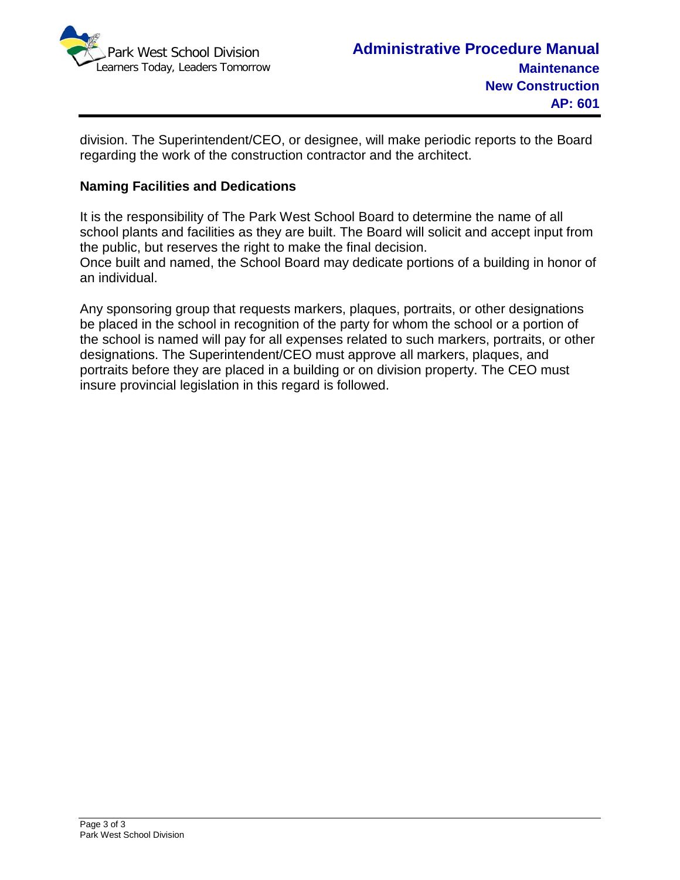division. The Superintendent/CEO, or designee, will make periodic reports to the Board regarding the work of the construction contractor and the architect.

**Naming Facilities and Dedications**

It is the responsibility of The Park West School Board to determine the name of all school plants and facilities as they are built. The Board will solicit and accept input from the public, but reserves the right to make the final decision.
Once built and named, the School Board may dedicate portions of a building in honor of an individual.

Any sponsoring group that requests markers, plaques, portraits, or other designations be placed in the school in recognition of the party for whom the school or a portion of the school is named will pay for all expenses related to such markers, portraits, or other designations. The Superintendent/CEO must approve all markers, plaques, and portraits before they are placed in a building or on division property. The CEO must insure provincial legislation in this regard is followed.